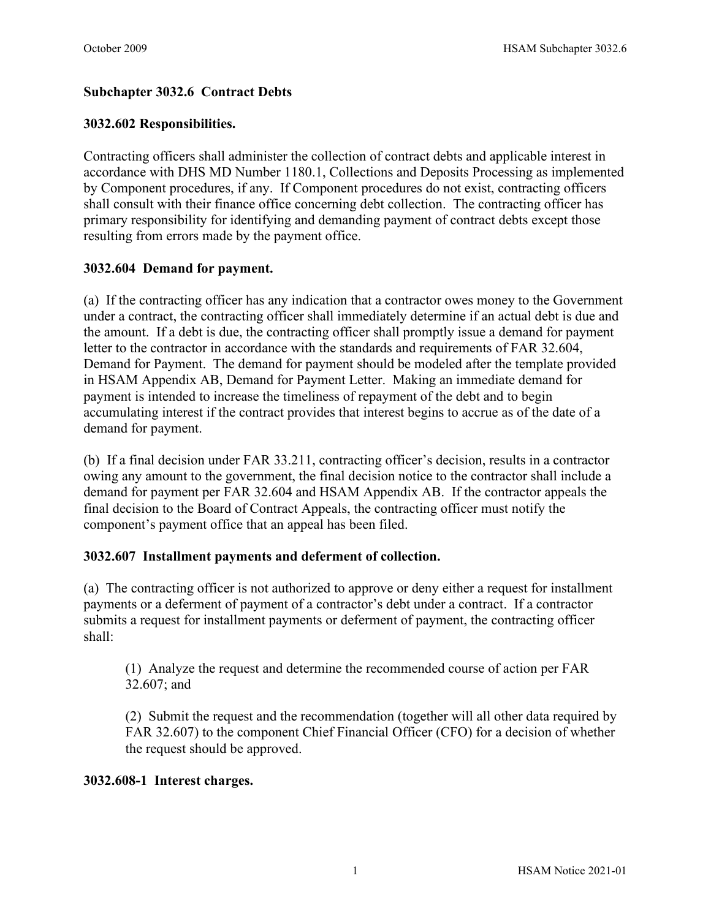## Subchapter 3032.6 Contract Debts

### 3032.602 Responsibilities.

Contracting officers shall administer the collection of contract debts and applicable interest in accordance with DHS MD Number 1180.1, Collections and Deposits Processing as implemented by Component procedures, if any. If Component procedures do not exist, contracting officers shall consult with their finance office concerning debt collection. The contracting officer has primary responsibility for identifying and demanding payment of contract debts except those resulting from errors made by the payment office.

### 3032.604 Demand for payment.

(a) If the contracting officer has any indication that a contractor owes money to the Government under a contract, the contracting officer shall immediately determine if an actual debt is due and the amount. If a debt is due, the contracting officer shall promptly issue a demand for payment letter to the contractor in accordance with the standards and requirements of FAR 32.604, Demand for Payment. The demand for payment should be modeled after the template provided in HSAM Appendix AB, Demand for Payment Letter. Making an immediate demand for payment is intended to increase the timeliness of repayment of the debt and to begin accumulating interest if the contract provides that interest begins to accrue as of the date of a demand for payment.

(b) If a final decision under FAR 33.211, contracting officer's decision, results in a contractor owing any amount to the government, the final decision notice to the contractor shall include a demand for payment per FAR 32.604 and HSAM Appendix AB. If the contractor appeals the final decision to the Board of Contract Appeals, the contracting officer must notify the component's payment office that an appeal has been filed.

### 3032.607 Installment payments and deferment of collection.

(a) The contracting officer is not authorized to approve or deny either a request for installment payments or a deferment of payment of a contractor's debt under a contract. If a contractor submits a request for installment payments or deferment of payment, the contracting officer shall:

(1) Analyze the request and determine the recommended course of action per FAR 32.607; and

(2) Submit the request and the recommendation (together will all other data required by FAR 32.607) to the component Chief Financial Officer (CFO) for a decision of whether the request should be approved.

### 3032.608-1 Interest charges.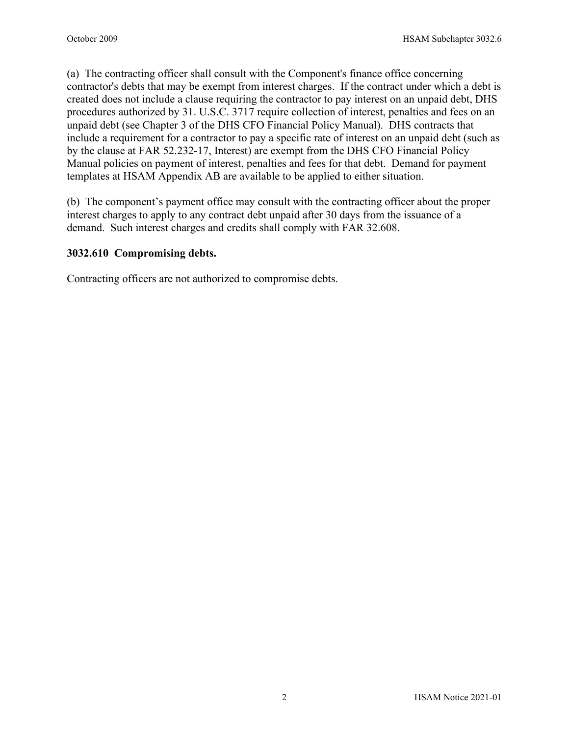(a) The contracting officer shall consult with the Component's finance office concerning contractor's debts that may be exempt from interest charges. If the contract under which a debt is created does not include a clause requiring the contractor to pay interest on an unpaid debt, DHS procedures authorized by 31. U.S.C. 3717 require collection of interest, penalties and fees on an unpaid debt (see Chapter 3 of the DHS CFO Financial Policy Manual). DHS contracts that include a requirement for a contractor to pay a specific rate of interest on an unpaid debt (such as by the clause at FAR 52.232-17, Interest) are exempt from the DHS CFO Financial Policy Manual policies on payment of interest, penalties and fees for that debt. Demand for payment templates at HSAM Appendix AB are available to be applied to either situation.

(b) The component's payment office may consult with the contracting officer about the proper interest charges to apply to any contract debt unpaid after 30 days from the issuance of a demand. Such interest charges and credits shall comply with FAR 32.608.

**3032.610 Compromising debts.**

Contracting officers are not authorized to compromise debts.